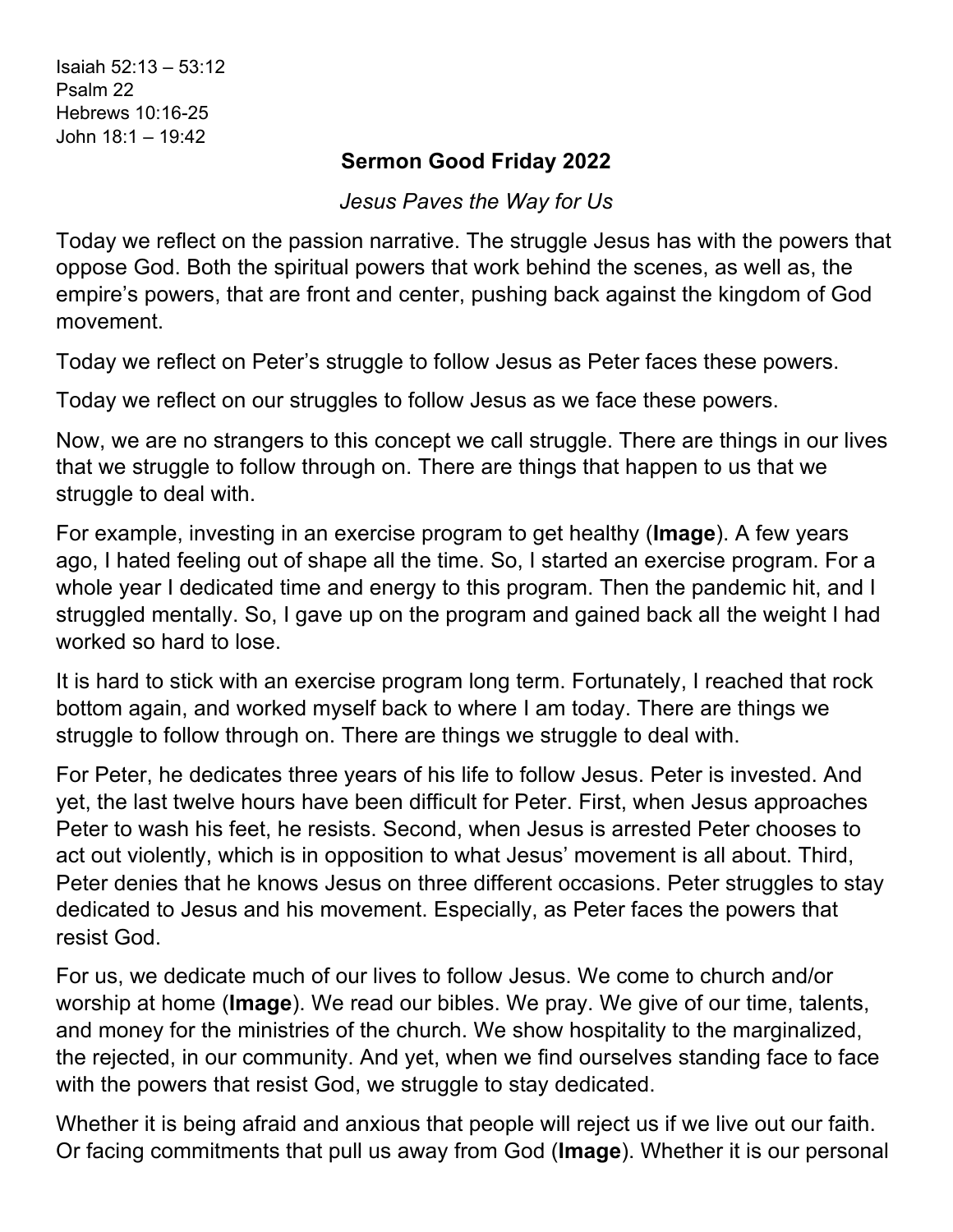Isaiah 52:13 – 53:12
Psalm 22
Hebrews 10:16-25
John 18:1 – 19:42

## Sermon Good Friday 2022

*Jesus Paves the Way for Us*

Today we reflect on the passion narrative. The struggle Jesus has with the powers that oppose God. Both the spiritual powers that work behind the scenes, as well as, the empire's powers, that are front and center, pushing back against the kingdom of God movement.

Today we reflect on Peter's struggle to follow Jesus as Peter faces these powers.

Today we reflect on our struggles to follow Jesus as we face these powers.

Now, we are no strangers to this concept we call struggle. There are things in our lives that we struggle to follow through on. There are things that happen to us that we struggle to deal with.

For example, investing in an exercise program to get healthy (**Image**). A few years ago, I hated feeling out of shape all the time. So, I started an exercise program. For a whole year I dedicated time and energy to this program. Then the pandemic hit, and I struggled mentally. So, I gave up on the program and gained back all the weight I had worked so hard to lose.

It is hard to stick with an exercise program long term. Fortunately, I reached that rock bottom again, and worked myself back to where I am today. There are things we struggle to follow through on. There are things we struggle to deal with.

For Peter, he dedicates three years of his life to follow Jesus. Peter is invested. And yet, the last twelve hours have been difficult for Peter. First, when Jesus approaches Peter to wash his feet, he resists. Second, when Jesus is arrested Peter chooses to act out violently, which is in opposition to what Jesus' movement is all about. Third, Peter denies that he knows Jesus on three different occasions. Peter struggles to stay dedicated to Jesus and his movement. Especially, as Peter faces the powers that resist God.

For us, we dedicate much of our lives to follow Jesus. We come to church and/or worship at home (**Image**). We read our bibles. We pray. We give of our time, talents, and money for the ministries of the church. We show hospitality to the marginalized, the rejected, in our community. And yet, when we find ourselves standing face to face with the powers that resist God, we struggle to stay dedicated.

Whether it is being afraid and anxious that people will reject us if we live out our faith. Or facing commitments that pull us away from God (**Image**). Whether it is our personal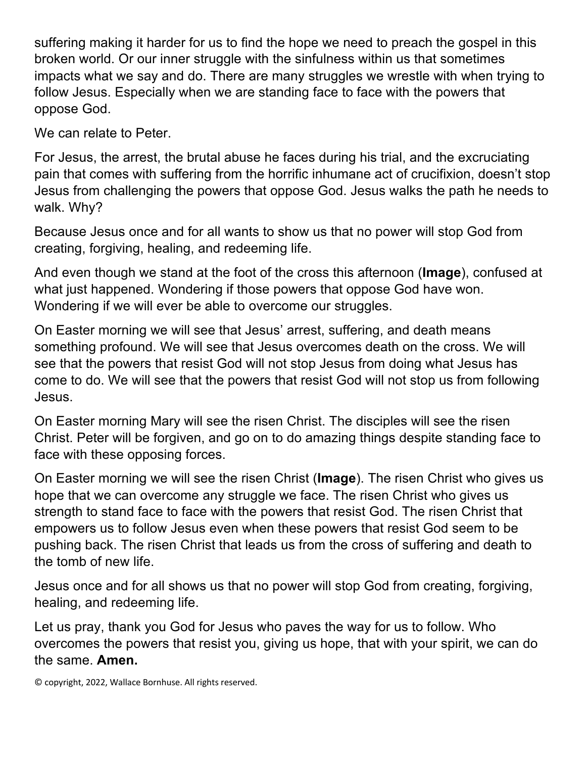suffering making it harder for us to find the hope we need to preach the gospel in this broken world. Or our inner struggle with the sinfulness within us that sometimes impacts what we say and do. There are many struggles we wrestle with when trying to follow Jesus. Especially when we are standing face to face with the powers that oppose God.

We can relate to Peter.

For Jesus, the arrest, the brutal abuse he faces during his trial, and the excruciating pain that comes with suffering from the horrific inhumane act of crucifixion, doesn't stop Jesus from challenging the powers that oppose God. Jesus walks the path he needs to walk. Why?

Because Jesus once and for all wants to show us that no power will stop God from creating, forgiving, healing, and redeeming life.

And even though we stand at the foot of the cross this afternoon (**Image**), confused at what just happened. Wondering if those powers that oppose God have won. Wondering if we will ever be able to overcome our struggles.

On Easter morning we will see that Jesus' arrest, suffering, and death means something profound. We will see that Jesus overcomes death on the cross. We will see that the powers that resist God will not stop Jesus from doing what Jesus has come to do. We will see that the powers that resist God will not stop us from following Jesus.

On Easter morning Mary will see the risen Christ. The disciples will see the risen Christ. Peter will be forgiven, and go on to do amazing things despite standing face to face with these opposing forces.

On Easter morning we will see the risen Christ (**Image**). The risen Christ who gives us hope that we can overcome any struggle we face. The risen Christ who gives us strength to stand face to face with the powers that resist God. The risen Christ that empowers us to follow Jesus even when these powers that resist God seem to be pushing back. The risen Christ that leads us from the cross of suffering and death to the tomb of new life.

Jesus once and for all shows us that no power will stop God from creating, forgiving, healing, and redeeming life.

Let us pray, thank you God for Jesus who paves the way for us to follow. Who overcomes the powers that resist you, giving us hope, that with your spirit, we can do the same. **Amen.**

© copyright, 2022, Wallace Bornhuse. All rights reserved.